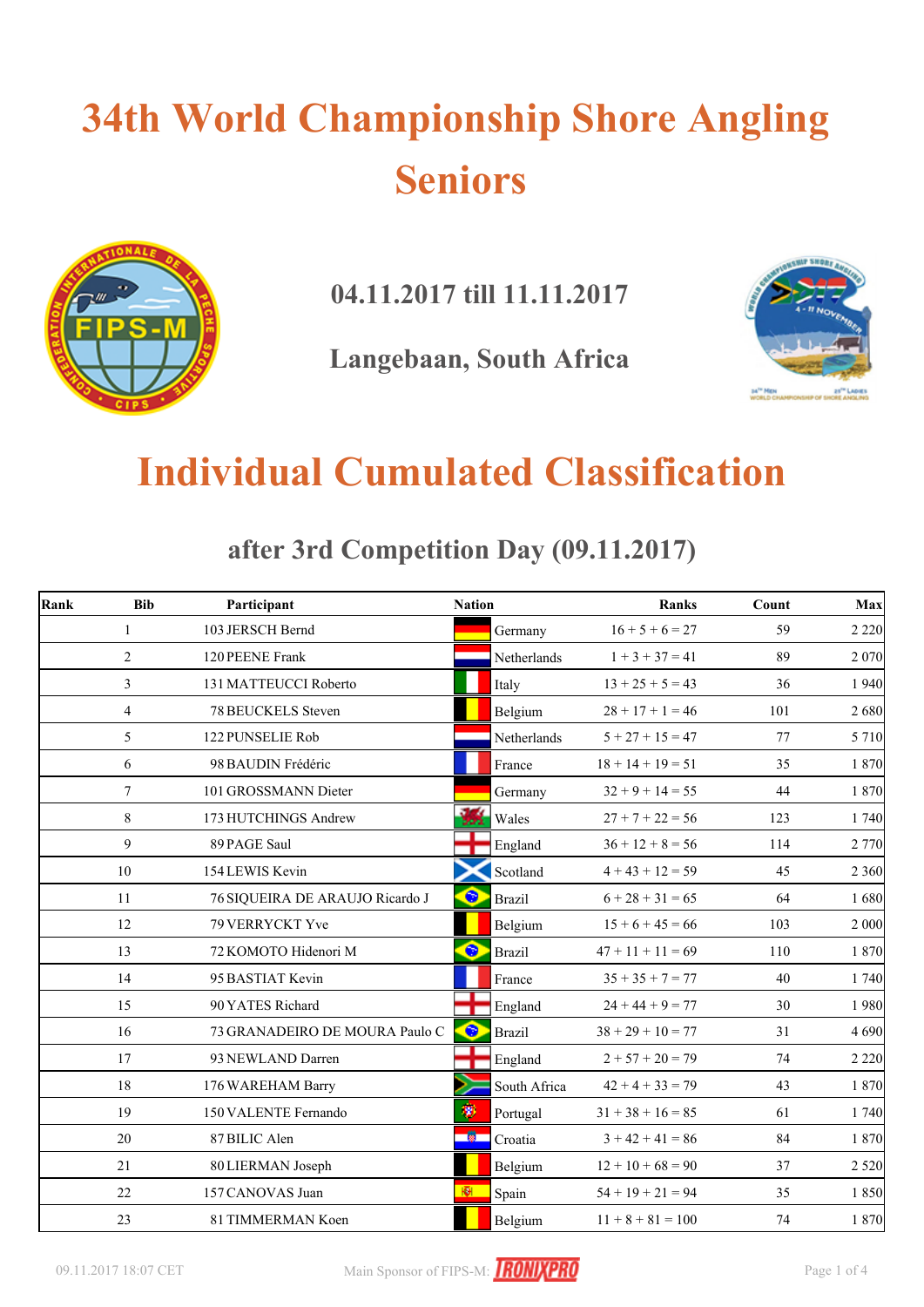# 34th World Championship Shore Angling Seniors

## 04.11.2017 till 11.11.2017

## Langebaan, South Africa

# Individual Cumulated Classification

## after 3rd Competition Day (09.11.2017)

| Rank | Bib | Participant | Nation | Ranks | Count | Max |
|---|---|---|---|---|---|---|
| 1 | 103 | JERSCH Bernd | Germany | 16 + 5 + 6 = 27 | 59 | 2 220 |
| 2 | 120 | PEENE Frank | Netherlands | 1 + 3 + 37 = 41 | 89 | 2 070 |
| 3 | 131 | MATTEUCCI Roberto | Italy | 13 + 25 + 5 = 43 | 36 | 1 940 |
| 4 | 78 | BEUCKELS Steven | Belgium | 28 + 17 + 1 = 46 | 101 | 2 680 |
| 5 | 122 | PUNSELIE Rob | Netherlands | 5 + 27 + 15 = 47 | 77 | 5 710 |
| 6 | 98 | BAUDIN Frédéric | France | 18 + 14 + 19 = 51 | 35 | 1 870 |
| 7 | 101 | GROSSMANN Dieter | Germany | 32 + 9 + 14 = 55 | 44 | 1 870 |
| 8 | 173 | HUTCHINGS Andrew | Wales | 27 + 7 + 22 = 56 | 123 | 1 740 |
| 9 | 89 | PAGE Saul | England | 36 + 12 + 8 = 56 | 114 | 2 770 |
| 10 | 154 | LEWIS Kevin | Scotland | 4 + 43 + 12 = 59 | 45 | 2 360 |
| 11 | 76 | SIQUEIRA DE ARAUJO Ricardo J | Brazil | 6 + 28 + 31 = 65 | 64 | 1 680 |
| 12 | 79 | VERRYCKT Yve | Belgium | 15 + 6 + 45 = 66 | 103 | 2 000 |
| 13 | 72 | KOMOTO Hidenori M | Brazil | 47 + 11 + 11 = 69 | 110 | 1 870 |
| 14 | 95 | BASTIAT Kevin | France | 35 + 35 + 7 = 77 | 40 | 1 740 |
| 15 | 90 | YATES Richard | England | 24 + 44 + 9 = 77 | 30 | 1 980 |
| 16 | 73 | GRANADEIRO DE MOURA Paulo C | Brazil | 38 + 29 + 10 = 77 | 31 | 4 690 |
| 17 | 93 | NEWLAND Darren | England | 2 + 57 + 20 = 79 | 74 | 2 220 |
| 18 | 176 | WAREHAM Barry | South Africa | 42 + 4 + 33 = 79 | 43 | 1 870 |
| 19 | 150 | VALENTE Fernando | Portugal | 31 + 38 + 16 = 85 | 61 | 1 740 |
| 20 | 87 | BILIC Alen | Croatia | 3 + 42 + 41 = 86 | 84 | 1 870 |
| 21 | 80 | LIERMAN Joseph | Belgium | 12 + 10 + 68 = 90 | 37 | 2 520 |
| 22 | 157 | CANOVAS Juan | Spain | 54 + 19 + 21 = 94 | 35 | 1 850 |
| 23 | 81 | TIMMERMAN Koen | Belgium | 11 + 8 + 81 = 100 | 74 | 1 870 |

09.11.2017 18:07 CET

Main Sponsor of FIPS-M: IRONIXPRO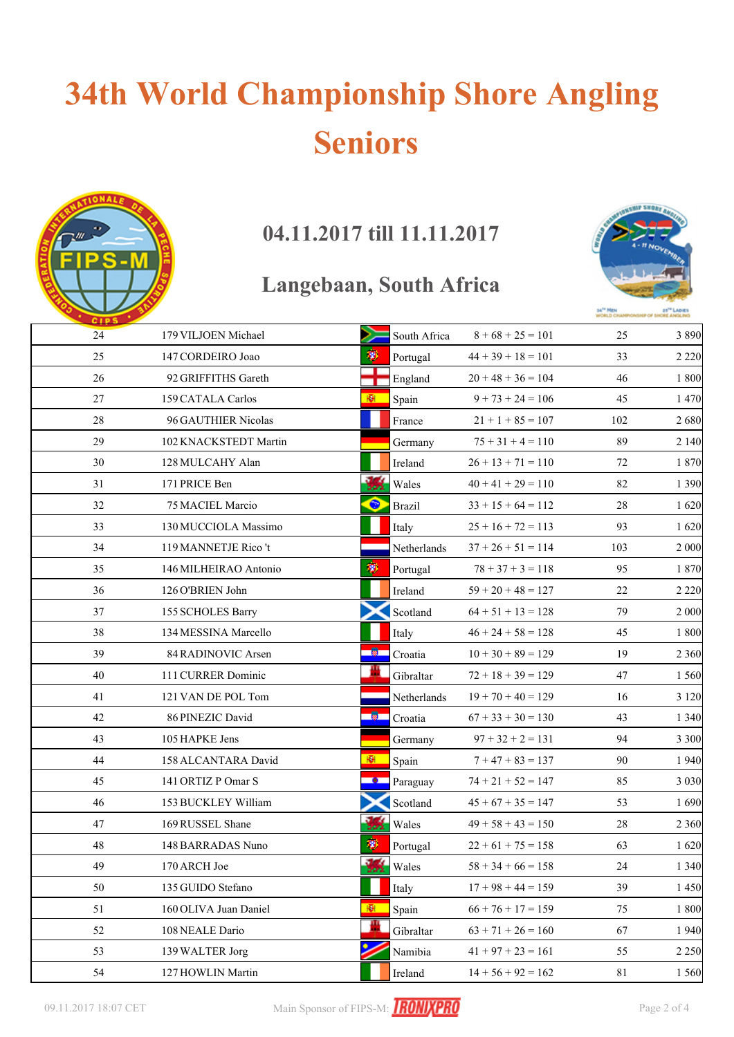# 34th World Championship Shore Angling Seniors

## 04.11.2017 till 11.11.2017

## Langebaan, South Africa

| | | | | | |
|---|---|---|---|---|---|
| 24 | 179 VILJOEN Michael | South Africa | 8 + 68 + 25 = 101 | 25 | 3 890 |
| 25 | 147 CORDEIRO Joao | Portugal | 44 + 39 + 18 = 101 | 33 | 2 220 |
| 26 | 92 GRIFFITHS Gareth | England | 20 + 48 + 36 = 104 | 46 | 1 800 |
| 27 | 159 CATALA Carlos | Spain | 9 + 73 + 24 = 106 | 45 | 1 470 |
| 28 | 96 GAUTHIER Nicolas | France | 21 + 1 + 85 = 107 | 102 | 2 680 |
| 29 | 102 KNACKSTEDT Martin | Germany | 75 + 31 + 4 = 110 | 89 | 2 140 |
| 30 | 128 MULCAHY Alan | Ireland | 26 + 13 + 71 = 110 | 72 | 1 870 |
| 31 | 171 PRICE Ben | Wales | 40 + 41 + 29 = 110 | 82 | 1 390 |
| 32 | 75 MACIEL Marcio | Brazil | 33 + 15 + 64 = 112 | 28 | 1 620 |
| 33 | 130 MUCCIOLA Massimo | Italy | 25 + 16 + 72 = 113 | 93 | 1 620 |
| 34 | 119 MANNETJE Rico 't | Netherlands | 37 + 26 + 51 = 114 | 103 | 2 000 |
| 35 | 146 MILHEIRAO Antonio | Portugal | 78 + 37 + 3 = 118 | 95 | 1 870 |
| 36 | 126 O'BRIEN John | Ireland | 59 + 20 + 48 = 127 | 22 | 2 220 |
| 37 | 155 SCHOLES Barry | Scotland | 64 + 51 + 13 = 128 | 79 | 2 000 |
| 38 | 134 MESSINA Marcello | Italy | 46 + 24 + 58 = 128 | 45 | 1 800 |
| 39 | 84 RADINOVIC Arsen | Croatia | 10 + 30 + 89 = 129 | 19 | 2 360 |
| 40 | 111 CURRER Dominic | Gibraltar | 72 + 18 + 39 = 129 | 47 | 1 560 |
| 41 | 121 VAN DE POL Tom | Netherlands | 19 + 70 + 40 = 129 | 16 | 3 120 |
| 42 | 86 PINEZIC David | Croatia | 67 + 33 + 30 = 130 | 43 | 1 340 |
| 43 | 105 HAPKE Jens | Germany | 97 + 32 + 2 = 131 | 94 | 3 300 |
| 44 | 158 ALCANTARA David | Spain | 7 + 47 + 83 = 137 | 90 | 1 940 |
| 45 | 141 ORTIZ P Omar S | Paraguay | 74 + 21 + 52 = 147 | 85 | 3 030 |
| 46 | 153 BUCKLEY William | Scotland | 45 + 67 + 35 = 147 | 53 | 1 690 |
| 47 | 169 RUSSEL Shane | Wales | 49 + 58 + 43 = 150 | 28 | 2 360 |
| 48 | 148 BARRADAS Nuno | Portugal | 22 + 61 + 75 = 158 | 63 | 1 620 |
| 49 | 170 ARCH Joe | Wales | 58 + 34 + 66 = 158 | 24 | 1 340 |
| 50 | 135 GUIDO Stefano | Italy | 17 + 98 + 44 = 159 | 39 | 1 450 |
| 51 | 160 OLIVA Juan Daniel | Spain | 66 + 76 + 17 = 159 | 75 | 1 800 |
| 52 | 108 NEALE Dario | Gibraltar | 63 + 71 + 26 = 160 | 67 | 1 940 |
| 53 | 139 WALTER Jorg | Namibia | 41 + 97 + 23 = 161 | 55 | 2 250 |
| 54 | 127 HOWLIN Martin | Ireland | 14 + 56 + 92 = 162 | 81 | 1 560 |

09.11.2017 18:07 CET — Main Sponsor of FIPS-M: IRONIXPRO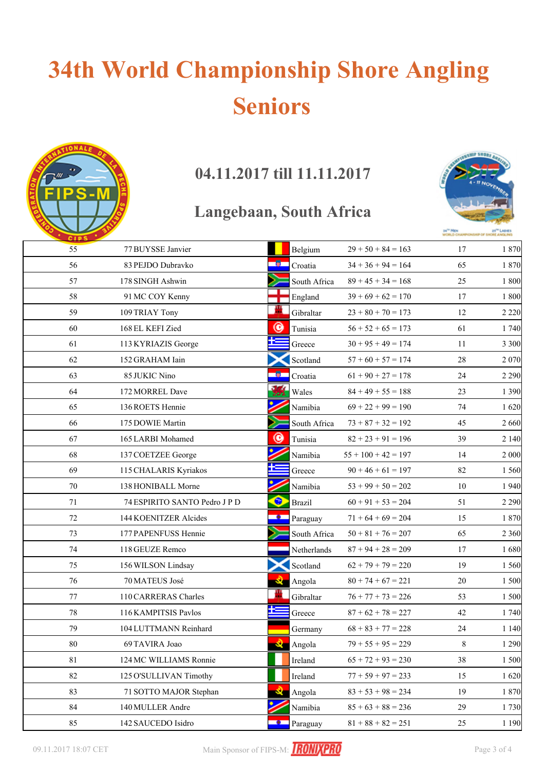# 34th World Championship Shore Angling Seniors

## 04.11.2017 till 11.11.2017

## Langebaan, South Africa

| | | | | | | |
|---|---|---|---|---|---|---|
| 55 | 77 | BUYSSE Janvier | Belgium | 29 + 50 + 84 = 163 | 17 | 1 870 |
| 56 | 83 | PEJDO Dubravko | Croatia | 34 + 36 + 94 = 164 | 65 | 1 870 |
| 57 | 178 | SINGH Ashwin | South Africa | 89 + 45 + 34 = 168 | 25 | 1 800 |
| 58 | 91 | MC COY Kenny | England | 39 + 69 + 62 = 170 | 17 | 1 800 |
| 59 | 109 | TRIAY Tony | Gibraltar | 23 + 80 + 70 = 173 | 12 | 2 220 |
| 60 | 168 | EL KEFI Zied | Tunisia | 56 + 52 + 65 = 173 | 61 | 1 740 |
| 61 | 113 | KYRIAZIS George | Greece | 30 + 95 + 49 = 174 | 11 | 3 300 |
| 62 | 152 | GRAHAM Iain | Scotland | 57 + 60 + 57 = 174 | 28 | 2 070 |
| 63 | 85 | JUKIC Nino | Croatia | 61 + 90 + 27 = 178 | 24 | 2 290 |
| 64 | 172 | MORREL Dave | Wales | 84 + 49 + 55 = 188 | 23 | 1 390 |
| 65 | 136 | ROETS Hennie | Namibia | 69 + 22 + 99 = 190 | 74 | 1 620 |
| 66 | 175 | DOWIE Martin | South Africa | 73 + 87 + 32 = 192 | 45 | 2 660 |
| 67 | 165 | LARBI Mohamed | Tunisia | 82 + 23 + 91 = 196 | 39 | 2 140 |
| 68 | 137 | COETZEE George | Namibia | 55 + 100 + 42 = 197 | 14 | 2 000 |
| 69 | 115 | CHALARIS Kyriakos | Greece | 90 + 46 + 61 = 197 | 82 | 1 560 |
| 70 | 138 | HONIBALL Morne | Namibia | 53 + 99 + 50 = 202 | 10 | 1 940 |
| 71 | 74 | ESPIRITO SANTO Pedro J P D | Brazil | 60 + 91 + 53 = 204 | 51 | 2 290 |
| 72 | 144 | KOENITZER Alcides | Paraguay | 71 + 64 + 69 = 204 | 15 | 1 870 |
| 73 | 177 | PAPENFUSS Hennie | South Africa | 50 + 81 + 76 = 207 | 65 | 2 360 |
| 74 | 118 | GEUZE Remco | Netherlands | 87 + 94 + 28 = 209 | 17 | 1 680 |
| 75 | 156 | WILSON Lindsay | Scotland | 62 + 79 + 79 = 220 | 19 | 1 560 |
| 76 | 70 | MATEUS José | Angola | 80 + 74 + 67 = 221 | 20 | 1 500 |
| 77 | 110 | CARRERAS Charles | Gibraltar | 76 + 77 + 73 = 226 | 53 | 1 500 |
| 78 | 116 | KAMPITSIS Pavlos | Greece | 87 + 62 + 78 = 227 | 42 | 1 740 |
| 79 | 104 | LUTTMANN Reinhard | Germany | 68 + 83 + 77 = 228 | 24 | 1 140 |
| 80 | 69 | TAVIRA Joao | Angola | 79 + 55 + 95 = 229 | 8 | 1 290 |
| 81 | 124 | MC WILLIAMS Ronnie | Ireland | 65 + 72 + 93 = 230 | 38 | 1 500 |
| 82 | 125 | O'SULLIVAN Timothy | Ireland | 77 + 59 + 97 = 233 | 15 | 1 620 |
| 83 | 71 | SOTTO MAJOR Stephan | Angola | 83 + 53 + 98 = 234 | 19 | 1 870 |
| 84 | 140 | MULLER Andre | Namibia | 85 + 63 + 88 = 236 | 29 | 1 730 |
| 85 | 142 | SAUCEDO Isidro | Paraguay | 81 + 88 + 82 = 251 | 25 | 1 190 |

09.11.2017 18:07 CET Main Sponsor of FIPS-M: IRONIXPRO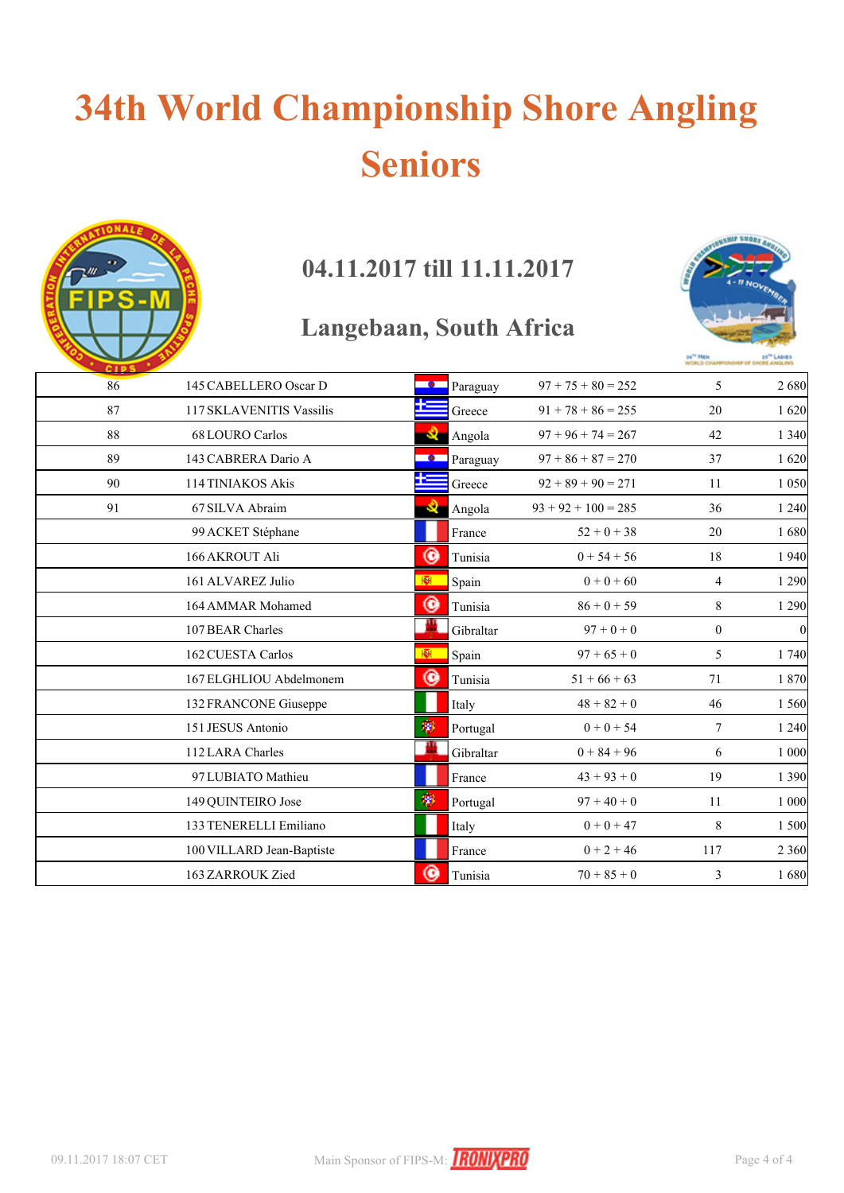# 34th World Championship Shore Angling

# Seniors

## 04.11.2017 till 11.11.2017

## Langebaan, South Africa

| | | | | | |
|---|---|---|---|---|---|
| 86 | 145 CABELLERO Oscar D | Paraguay | 97 + 75 + 80 = 252 | 5 | 2 680 |
| 87 | 117 SKLAVENITIS Vassilis | Greece | 91 + 78 + 86 = 255 | 20 | 1 620 |
| 88 | 68 LOURO Carlos | Angola | 97 + 96 + 74 = 267 | 42 | 1 340 |
| 89 | 143 CABRERA Dario A | Paraguay | 97 + 86 + 87 = 270 | 37 | 1 620 |
| 90 | 114 TINIAKOS Akis | Greece | 92 + 89 + 90 = 271 | 11 | 1 050 |
| 91 | 67 SILVA Abraim | Angola | 93 + 92 + 100 = 285 | 36 | 1 240 |
| | 99 ACKET Stéphane | France | 52 + 0 + 38 | 20 | 1 680 |
| | 166 AKROUT Ali | Tunisia | 0 + 54 + 56 | 18 | 1 940 |
| | 161 ALVAREZ Julio | Spain | 0 + 0 + 60 | 4 | 1 290 |
| | 164 AMMAR Mohamed | Tunisia | 86 + 0 + 59 | 8 | 1 290 |
| | 107 BEAR Charles | Gibraltar | 97 + 0 + 0 | 0 | 0 |
| | 162 CUESTA Carlos | Spain | 97 + 65 + 0 | 5 | 1 740 |
| | 167 ELGHLIOU Abdelmonem | Tunisia | 51 + 66 + 63 | 71 | 1 870 |
| | 132 FRANCONE Giuseppe | Italy | 48 + 82 + 0 | 46 | 1 560 |
| | 151 JESUS Antonio | Portugal | 0 + 0 + 54 | 7 | 1 240 |
| | 112 LARA Charles | Gibraltar | 0 + 84 + 96 | 6 | 1 000 |
| | 97 LUBIATO Mathieu | France | 43 + 93 + 0 | 19 | 1 390 |
| | 149 QUINTEIRO Jose | Portugal | 97 + 40 + 0 | 11 | 1 000 |
| | 133 TENERELLI Emiliano | Italy | 0 + 0 + 47 | 8 | 1 500 |
| | 100 VILLARD Jean-Baptiste | France | 0 + 2 + 46 | 117 | 2 360 |
| | 163 ZARROUK Zied | Tunisia | 70 + 85 + 0 | 3 | 1 680 |

09.11.2017 18:07 CET

Main Sponsor of FIPS-M: IRONIXPRO